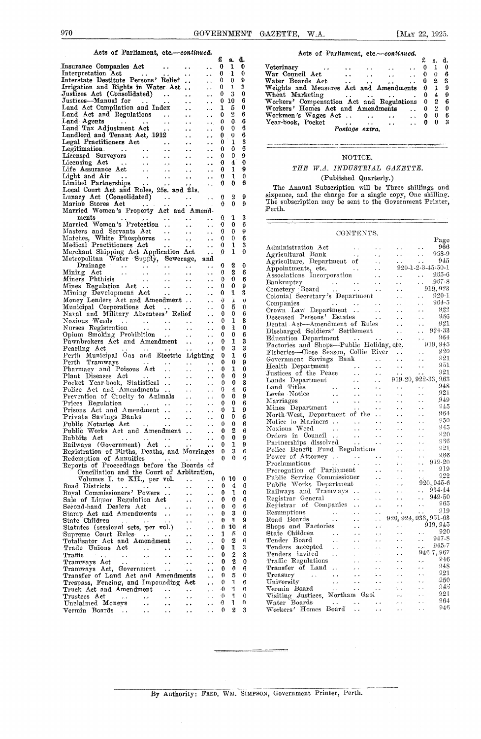Acts of Parliament, etc.—*continued.*

| | £ | s. | d. |
|---|---|---|---|
| Insurance Companies Act | 0 | 1 | 0 |
| Interpretation Act | 0 | 1 | 0 |
| Interstate Destitute Persons' Relief | 0 | 0 | 9 |
| Irrigation and Rights in Water Act | 0 | 1 | 3 |
| Justices Act (Consolidated) | 0 | 3 | 0 |
| Justices—Manual for | 0 | 10 | 6 |
| Land Act Compilation and Index | 1 | 5 | 0 |
| Land Act and Regulations | 0 | 2 | 6 |
| Land Agents | 0 | 0 | 6 |
| Land Tax Adjustment Act | 0 | 0 | 6 |
| Landlord and Tenant Act, 1912 | 0 | 0 | 6 |
| Legal Practitioners Act | 0 | 1 | 3 |
| Legitimation | 0 | 0 | 6 |
| Licensed Surveyors | 0 | 0 | 9 |
| Licensing Act | 0 | 4 | 0 |
| Life Assurance Act | 0 | 1 | 9 |
| Light and Air | 0 | 1 | 0 |
| Limited Partnerships | 0 | 0 | 6 |
| Local Court Act and Rules, 25s. and 21s. | | | |
| Lunacy Act (Consolidated) | 0 | 2 | 9 |
| Marine Stores Act | 0 | 0 | 9 |
| Married Women's Property Act and Amendments | 0 | 1 | 3 |
| Married Women's Protection | 0 | 0 | 6 |
| Masters and Servants Act | 0 | 0 | 9 |
| Matches, White Phosphorus | 0 | 0 | 6 |
| Medical Practitioners Act | 0 | 1 | 3 |
| Merchant Shipping Act Application Act | 0 | 1 | 0 |
| Metropolitan Water Supply, Sewerage, and Drainage | 0 | 2 | 0 |
| Mining Act | 0 | 2 | 6 |
| Miners Phthisis | 0 | 0 | 6 |
| Mines Regulation Act | 0 | 0 | 9 |
| Mining Development Act | 0 | 1 | 3 |
| Money Lenders Act and Amendment | 0 | 1 | 0 |
| Municipal Corporations Act | 0 | 5 | 0 |
| Naval and Military Absentees' Relief | 0 | 0 | 6 |
| Noxious Weeds | 0 | 1 | 3 |
| Nurses Registration | 0 | 1 | 0 |
| Opium Smoking Prohibition | 0 | 0 | 6 |
| Pawnbrokers Act and Amendment | 0 | 1 | 3 |
| Pearling Act | 0 | 3 | 3 |
| Perth Municipal Gas and Electric Lighting | 0 | 1 | 6 |
| Perth Tramways | 0 | 0 | 9 |
| Pharmacy and Poisons Act | 0 | 1 | 0 |
| Plant Diseases Act | 0 | 0 | 9 |
| Pocket Year-book, Statistical | 0 | 0 | 3 |
| Police Act and Amendments | 0 | 4 | 6 |
| Prevention of Cruelty to Animals | 0 | 0 | 9 |
| Prices Regulation | 0 | 0 | 6 |
| Prisons Act and Amendment | 0 | 1 | 9 |
| Private Savings Banks | 0 | 0 | 6 |
| Public Notaries Act | 0 | 0 | 6 |
| Public Works Act and Amendment | 0 | 2 | 6 |
| Rabbits Act | 0 | 0 | 9 |
| Railways (Government) Act | 0 | 1 | 9 |
| Registration of Births, Deaths, and Marriages | 0 | 3 | 6 |
| Redemption of Annuities | 0 | 0 | 6 |
| Reports of Proceedings before the Boards of Conciliation and the Court of Arbitration, Volumes I. to XII., per vol. | 0 | 10 | 0 |
| Road Districts | 0 | 4 | 6 |
| Royal Commissioners' Powers | 0 | 1 | 0 |
| Sale of Liquor Regulation Act | 0 | 0 | 6 |
| Second-hand Dealers Act | 0 | 0 | 6 |
| Stamp Act and Amendments | 0 | 3 | 0 |
| State Children | 0 | 1 | 9 |
| Statutes (sessional sets, per vol.) | 0 | 10 | 6 |
| Supreme Court Rules | 1 | 5 | 0 |
| Totalisator Act and Amendment | 0 | 2 | 6 |
| Trade Unions Act | 0 | 1 | 3 |
| Traffic | 0 | 2 | 3 |
| Tramways Act | 0 | 2 | 0 |
| Tramways Act, Government | 0 | 0 | 6 |
| Transfer of Land Act and Amendments | 0 | 5 | 0 |
| Trespass, Fencing, and Impounding Act | 0 | 1 | 6 |
| Truck Act and Amendment | 0 | 1 | 6 |
| Trustees Act | 0 | 1 | 0 |
| Unclaimed Moneys | 0 | 1 | 0 |
| Vermin Boards | 0 | 2 | 3 |
| Veterinary | 0 | 1 | 0 |
| War Council Act | 0 | 0 | 6 |
| Water Boards Act | 0 | 2 | 3 |
| Weights and Measures Act and Amendments | 0 | 1 | 9 |
| Wheat Marketing | 0 | 4 | 9 |
| Workers' Compensation Act and Regulations | 0 | 2 | 6 |
| Workers' Homes Act and Amendments | 0 | 2 | 0 |
| Workmen's Wages Act | 0 | 0 | 6 |
| Year-book, Pocket | 0 | 0 | 3 |

*Postage extra.*

## NOTICE.

### *THE W.A. INDUSTRIAL GAZETTE.*

(Published Quarterly.)

The Annual Subscription will be Three shillings and sixpence, and the charge for a single copy, One shilling. The subscription may be sent to the Government Printer, Perth.

## CONTENTS.

| | Page |
|---|---|
| Administration Act | 966 |
| Agricultural Bank | 958-9 |
| Agriculture, Department of | 945 |
| Appointments, etc. | 920-1-2-3-45-50-1 |
| Associations Incorporation | 955-6 |
| Bankruptcy | 967-8 |
| Cemetery Board | 919, 923 |
| Colonial Secretary's Department | 920-1 |
| Companies | 964-5 |
| Crown Law Department | 922 |
| Deceased Persons' Estates | 966 |
| Dental Act—Amendment of Rules | 921 |
| Discharged Soldiers' Settlement | 924-33 |
| Education Department | 964 |
| Factories and Shops—Public Holiday, etc. | 919, 945 |
| Fisheries—Close Season, Collie River | 920 |
| Government Savings Bank | 951 |
| Health Department | 920 |
| Justices of the Peace | 921 |
| Lands Department | 919-20, 922-33, 963 |
| Land Titles | 948 |
| Levée Notice | 921 |
| Marriages | 949 |
| Mines Department | 945 |
| North-West, Department of the | 964 |
| Notice to Mariners | 950 |
| Noxious Weed | 945 |
| Orders in Council | 920 |
| Partnerships dissolved | 956 |
| Police Benefit Fund Regulations | 921 |
| Power of Attorney | 966 |
| Proclamations | 919-20 |
| Prorogation of Parliament | 919 |
| Public Service Commissioner | 922 |
| Public Works Department | 920, 945-6 |
| Railways and Tramways | 934-44 |
| Registrar General | 949-50 |
| Registrar of Companies | 965 |
| Resumptions | 919 |
| Road Boards | 920, 924, 933, 951-63 |
| Shops and Factories | 919, 945 |
| State Children | 920 |
| Tender Board | 947-8 |
| Tenders accepted | 945-7 |
| Tenders invited | 946-7, 967 |
| Traffic Regulations | 946 |
| Transfer of Land | 948 |
| Treasury | 921 |
| University | 950 |
| Vermin Board | 945 |
| Visiting Justices, Northam Gaol | 921 |
| Water Boards | 964 |
| Workers' Homes Board | 946 |

By Authority: FRED. WM. SIMPSON, Government Printer, Perth.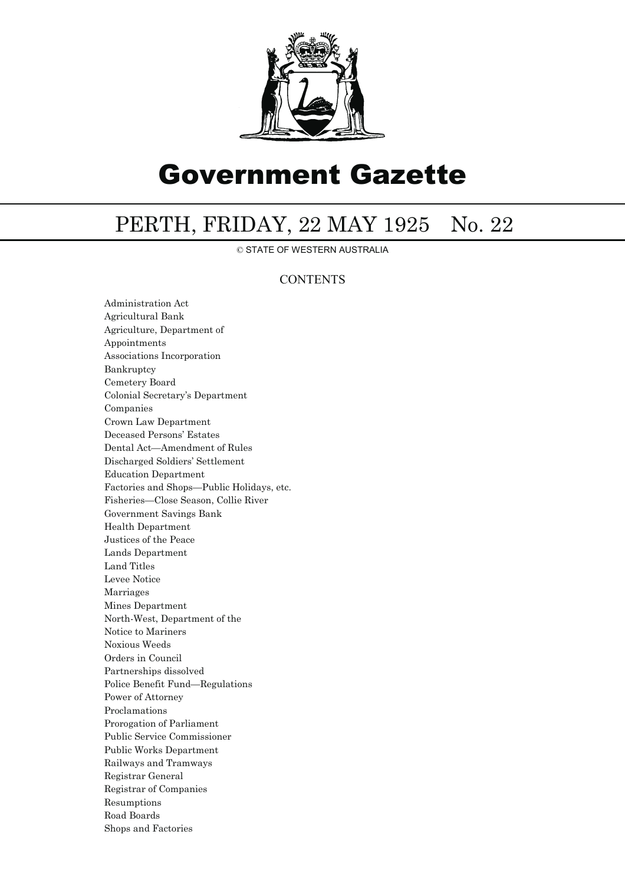# Government Gazette

## PERTH, FRIDAY, 22 MAY 1925 No. 22

© STATE OF WESTERN AUSTRALIA

### CONTENTS

Administration Act
Agricultural Bank
Agriculture, Department of
Appointments
Associations Incorporation
Bankruptcy
Cemetery Board
Colonial Secretary's Department
Companies
Crown Law Department
Deceased Persons' Estates
Dental Act—Amendment of Rules
Discharged Soldiers' Settlement
Education Department
Factories and Shops—Public Holidays, etc.
Fisheries—Close Season, Collie River
Government Savings Bank
Health Department
Justices of the Peace
Lands Department
Land Titles
Levee Notice
Marriages
Mines Department
North-West, Department of the
Notice to Mariners
Noxious Weeds
Orders in Council
Partnerships dissolved
Police Benefit Fund—Regulations
Power of Attorney
Proclamations
Prorogation of Parliament
Public Service Commissioner
Public Works Department
Railways and Tramways
Registrar General
Registrar of Companies
Resumptions
Road Boards
Shops and Factories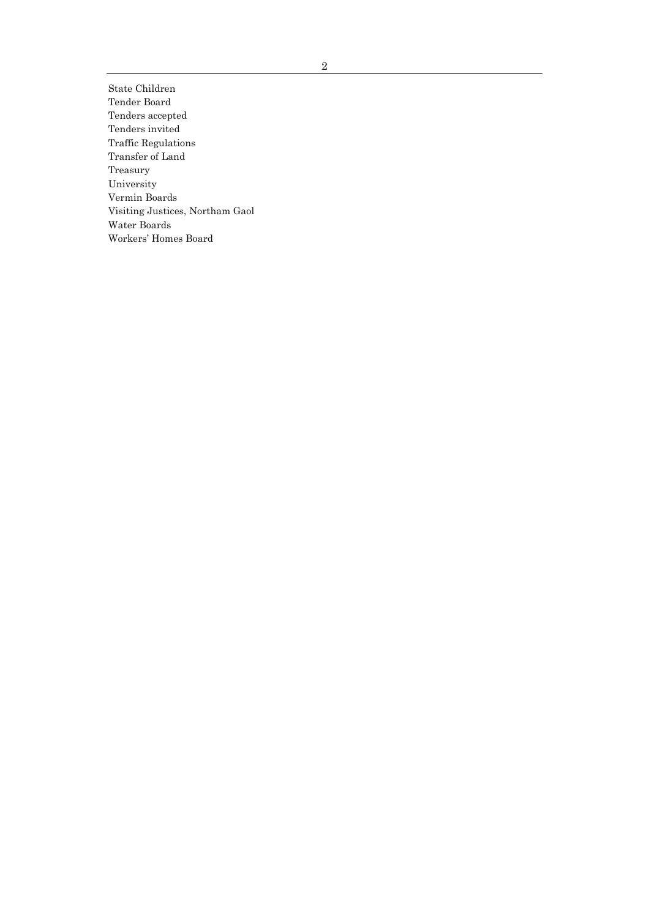State Children
Tender Board
Tenders accepted
Tenders invited
Traffic Regulations
Transfer of Land
Treasury
University
Vermin Boards
Visiting Justices, Northam Gaol
Water Boards
Workers' Homes Board